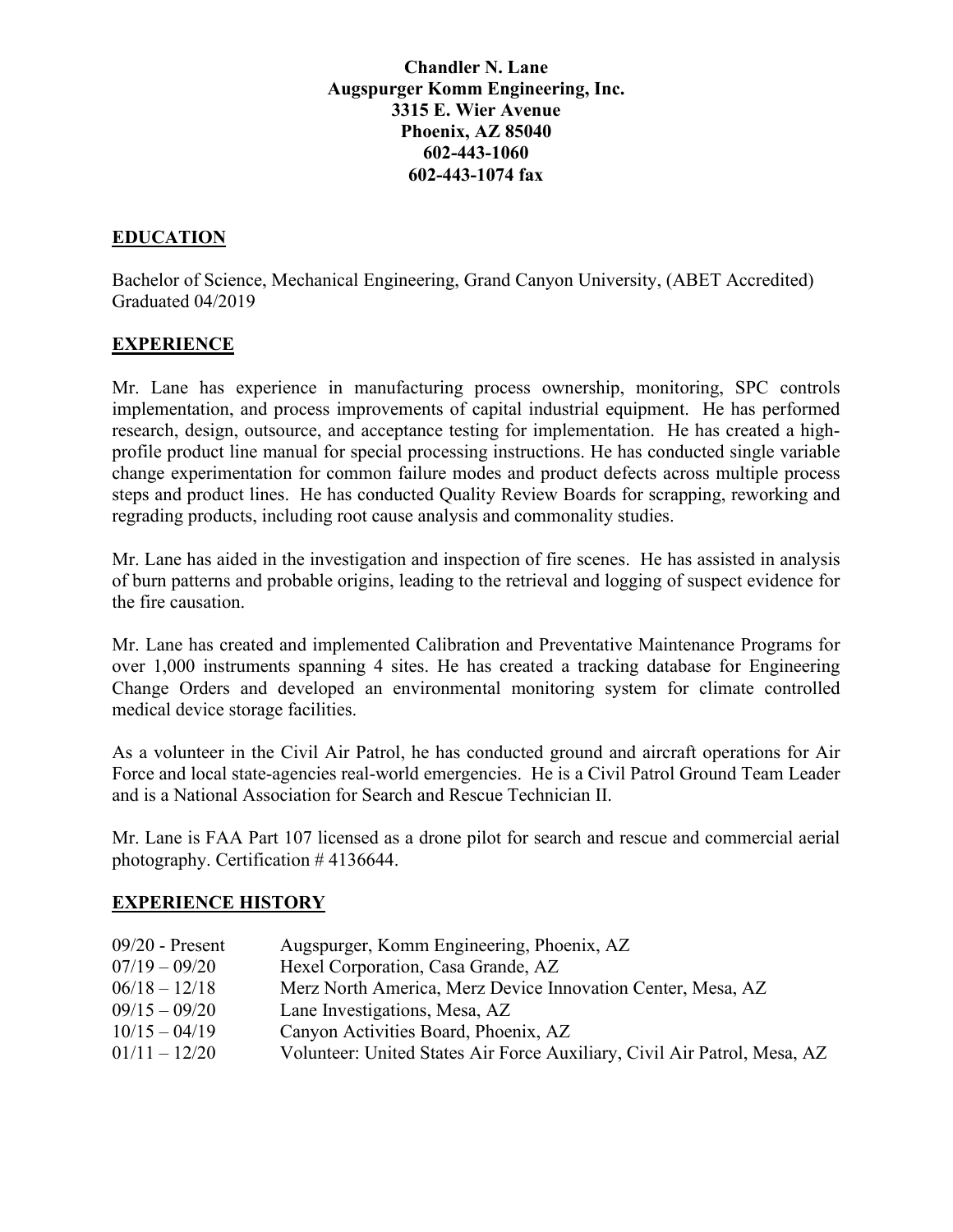**Chandler N. Lane**
**Augspurger Komm Engineering, Inc.**
**3315 E. Wier Avenue**
**Phoenix, AZ 85040**
**602-443-1060**
**602-443-1074 fax**

## EDUCATION

Bachelor of Science, Mechanical Engineering, Grand Canyon University, (ABET Accredited)
Graduated 04/2019

## EXPERIENCE

Mr. Lane has experience in manufacturing process ownership, monitoring, SPC controls implementation, and process improvements of capital industrial equipment. He has performed research, design, outsource, and acceptance testing for implementation. He has created a high-profile product line manual for special processing instructions. He has conducted single variable change experimentation for common failure modes and product defects across multiple process steps and product lines. He has conducted Quality Review Boards for scrapping, reworking and regrading products, including root cause analysis and commonality studies.

Mr. Lane has aided in the investigation and inspection of fire scenes. He has assisted in analysis of burn patterns and probable origins, leading to the retrieval and logging of suspect evidence for the fire causation.

Mr. Lane has created and implemented Calibration and Preventative Maintenance Programs for over 1,000 instruments spanning 4 sites. He has created a tracking database for Engineering Change Orders and developed an environmental monitoring system for climate controlled medical device storage facilities.

As a volunteer in the Civil Air Patrol, he has conducted ground and aircraft operations for Air Force and local state-agencies real-world emergencies. He is a Civil Patrol Ground Team Leader and is a National Association for Search and Rescue Technician II.

Mr. Lane is FAA Part 107 licensed as a drone pilot for search and rescue and commercial aerial photography. Certification # 4136644.

## EXPERIENCE HISTORY

| | |
|---|---|
| 09/20 - Present | Augspurger, Komm Engineering, Phoenix, AZ |
| 07/19 – 09/20 | Hexel Corporation, Casa Grande, AZ |
| 06/18 – 12/18 | Merz North America, Merz Device Innovation Center, Mesa, AZ |
| 09/15 – 09/20 | Lane Investigations, Mesa, AZ |
| 10/15 – 04/19 | Canyon Activities Board, Phoenix, AZ |
| 01/11 – 12/20 | Volunteer: United States Air Force Auxiliary, Civil Air Patrol, Mesa, AZ |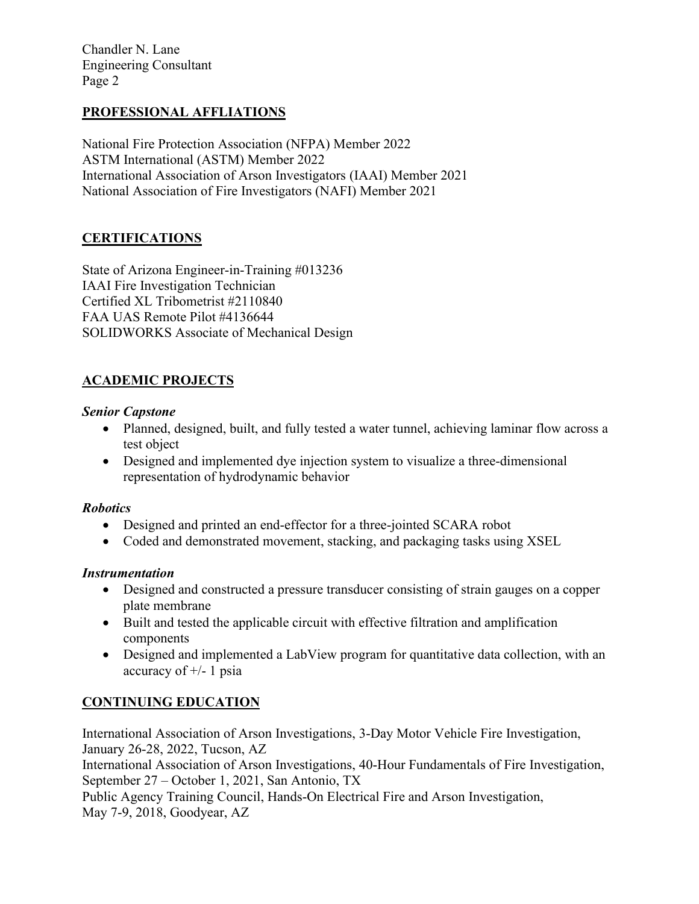## PROFESSIONAL AFFLIATIONS

National Fire Protection Association (NFPA) Member 2022
ASTM International (ASTM) Member 2022
International Association of Arson Investigators (IAAI) Member 2021
National Association of Fire Investigators (NAFI) Member 2021

## CERTIFICATIONS

State of Arizona Engineer-in-Training #013236
IAAI Fire Investigation Technician
Certified XL Tribometrist #2110840
FAA UAS Remote Pilot #4136644
SOLIDWORKS Associate of Mechanical Design

## ACADEMIC PROJECTS

### *Senior Capstone*

- Planned, designed, built, and fully tested a water tunnel, achieving laminar flow across a test object
- Designed and implemented dye injection system to visualize a three-dimensional representation of hydrodynamic behavior

### *Robotics*

- Designed and printed an end-effector for a three-jointed SCARA robot
- Coded and demonstrated movement, stacking, and packaging tasks using XSEL

### *Instrumentation*

- Designed and constructed a pressure transducer consisting of strain gauges on a copper plate membrane
- Built and tested the applicable circuit with effective filtration and amplification components
- Designed and implemented a LabView program for quantitative data collection, with an accuracy of +/- 1 psia

## CONTINUING EDUCATION

International Association of Arson Investigations, 3-Day Motor Vehicle Fire Investigation, January 26-28, 2022, Tucson, AZ
International Association of Arson Investigations, 40-Hour Fundamentals of Fire Investigation, September 27 – October 1, 2021, San Antonio, TX
Public Agency Training Council, Hands-On Electrical Fire and Arson Investigation, May 7-9, 2018, Goodyear, AZ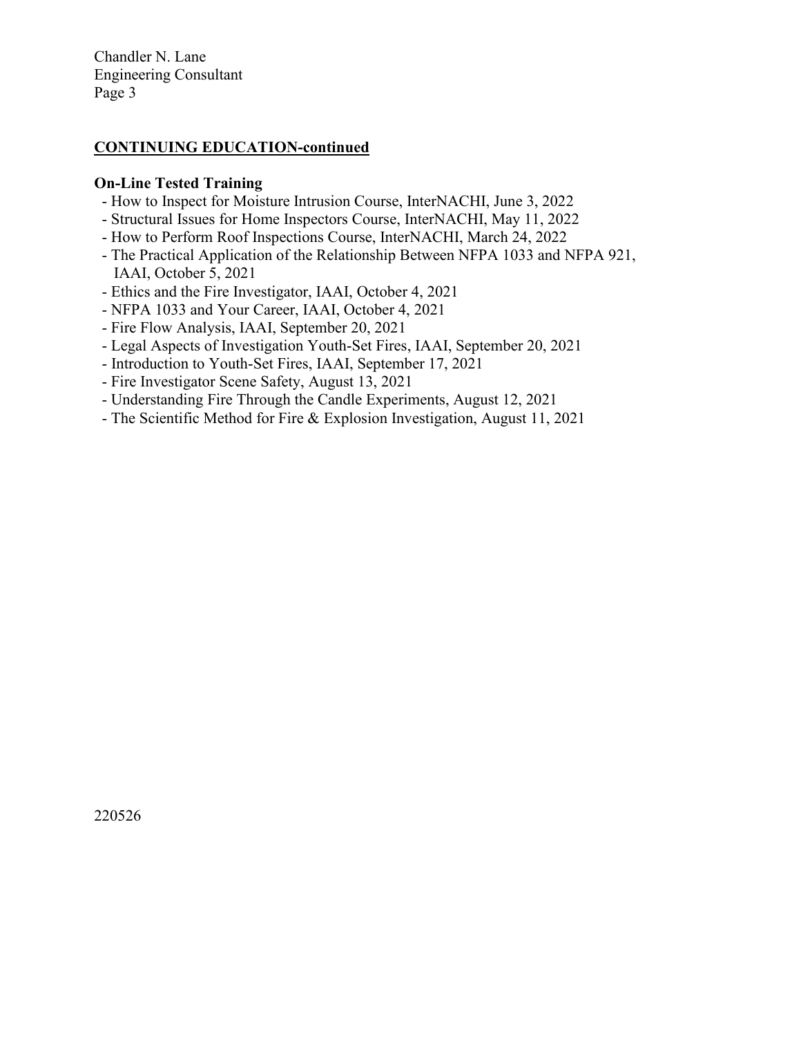## CONTINUING EDUCATION-continued

**On-Line Tested Training**

- How to Inspect for Moisture Intrusion Course, InterNACHI, June 3, 2022
- Structural Issues for Home Inspectors Course, InterNACHI, May 11, 2022
- How to Perform Roof Inspections Course, InterNACHI, March 24, 2022
- The Practical Application of the Relationship Between NFPA 1033 and NFPA 921, IAAI, October 5, 2021
- Ethics and the Fire Investigator, IAAI, October 4, 2021
- NFPA 1033 and Your Career, IAAI, October 4, 2021
- Fire Flow Analysis, IAAI, September 20, 2021
- Legal Aspects of Investigation Youth-Set Fires, IAAI, September 20, 2021
- Introduction to Youth-Set Fires, IAAI, September 17, 2021
- Fire Investigator Scene Safety, August 13, 2021
- Understanding Fire Through the Candle Experiments, August 12, 2021
- The Scientific Method for Fire & Explosion Investigation, August 11, 2021

220526